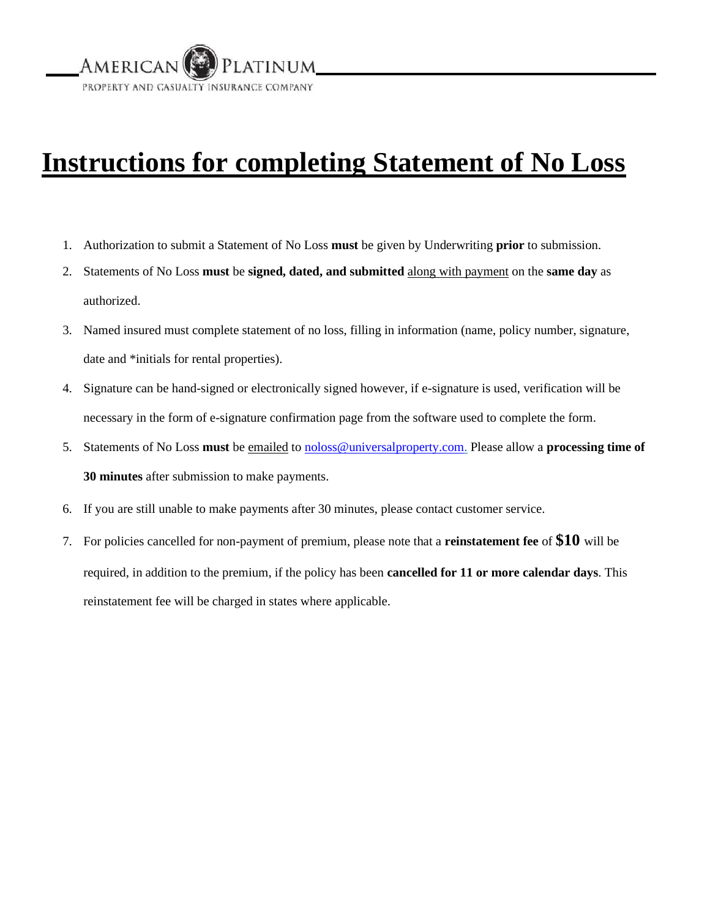AMERICAN PLATINUM
PROPERTY AND CASUALTY INSURANCE COMPANY

# Instructions for completing Statement of No Loss

1. Authorization to submit a Statement of No Loss **must** be given by Underwriting **prior** to submission.
2. Statements of No Loss **must** be **signed, dated, and submitted** along with payment on the **same day** as authorized.
3. Named insured must complete statement of no loss, filling in information (name, policy number, signature, date and *initials for rental properties).
4. Signature can be hand-signed or electronically signed however, if e-signature is used, verification will be necessary in the form of e-signature confirmation page from the software used to complete the form.
5. Statements of No Loss **must** be emailed to noloss@universalproperty.com. Please allow a **processing time of 30 minutes** after submission to make payments.
6. If you are still unable to make payments after 30 minutes, please contact customer service.
7. For policies cancelled for non-payment of premium, please note that a **reinstatement fee** of **$10** will be required, in addition to the premium, if the policy has been **cancelled for 11 or more calendar days**. This reinstatement fee will be charged in states where applicable.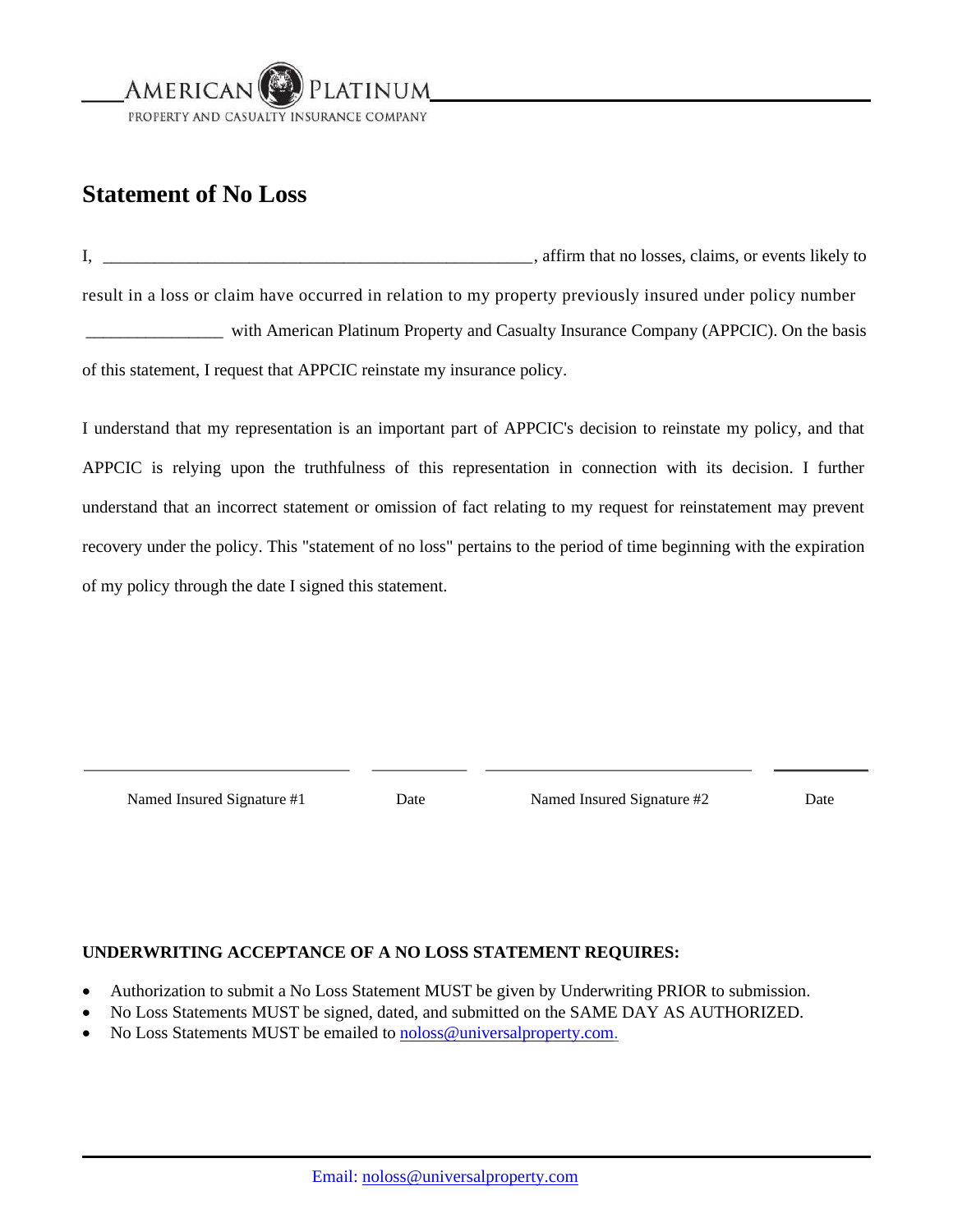AMERICAN PLATINUM
PROPERTY AND CASUALTY INSURANCE COMPANY

# Statement of No Loss

I, ________________________________________________, affirm that no losses, claims, or events likely to result in a loss or claim have occurred in relation to my property previously insured under policy number _______________ with American Platinum Property and Casualty Insurance Company (APPCIC). On the basis of this statement, I request that APPCIC reinstate my insurance policy.

I understand that my representation is an important part of APPCIC's decision to reinstate my policy, and that APPCIC is relying upon the truthfulness of this representation in connection with its decision. I further understand that an incorrect statement or omission of fact relating to my request for reinstatement may prevent recovery under the policy. This "statement of no loss" pertains to the period of time beginning with the expiration of my policy through the date I signed this statement.

| | | | |
|---|---|---|---|
| ____________________________ | __________ | ____________________________ | __________ |
| Named Insured Signature #1 | Date | Named Insured Signature #2 | Date |

**UNDERWRITING ACCEPTANCE OF A NO LOSS STATEMENT REQUIRES:**

- Authorization to submit a No Loss Statement MUST be given by Underwriting PRIOR to submission.
- No Loss Statements MUST be signed, dated, and submitted on the SAME DAY AS AUTHORIZED.
- No Loss Statements MUST be emailed to noloss@universalproperty.com.

Email: noloss@universalproperty.com